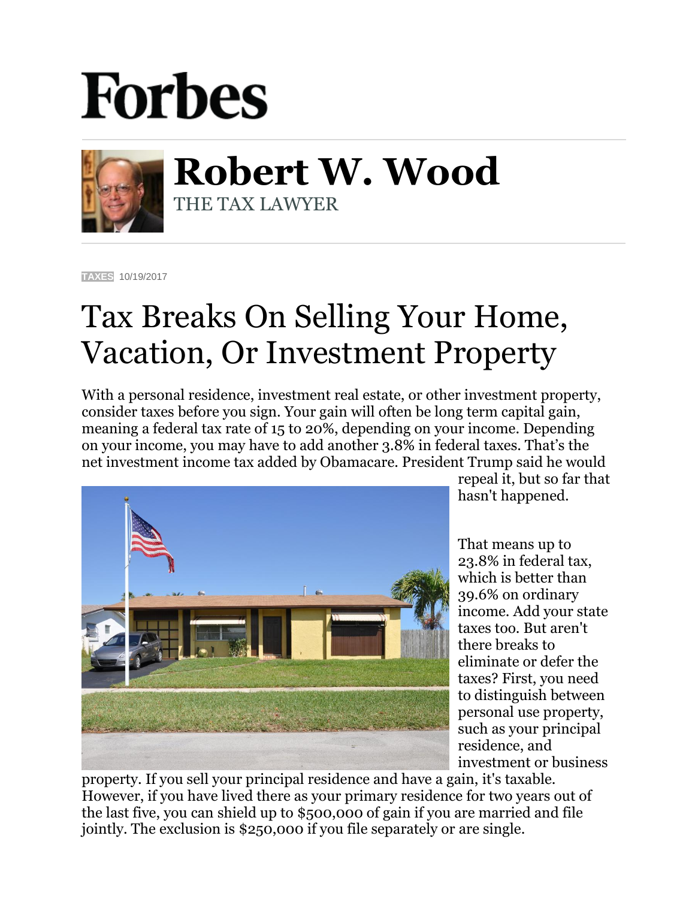# Forbes

## Robert W. Wood

THE TAX LAWYER

TAXES 10/19/2017

# Tax Breaks On Selling Your Home, Vacation, Or Investment Property

With a personal residence, investment real estate, or other investment property, consider taxes before you sign. Your gain will often be long term capital gain, meaning a federal tax rate of 15 to 20%, depending on your income. Depending on your income, you may have to add another 3.8% in federal taxes. That's the net investment income tax added by Obamacare. President Trump said he would repeal it, but so far that hasn't happened.

That means up to 23.8% in federal tax, which is better than 39.6% on ordinary income. Add your state taxes too. But aren't there breaks to eliminate or defer the taxes? First, you need to distinguish between personal use property, such as your principal residence, and investment or business property. If you sell your principal residence and have a gain, it's taxable. However, if you have lived there as your primary residence for two years out of the last five, you can shield up to $500,000 of gain if you are married and file jointly. The exclusion is $250,000 if you file separately or are single.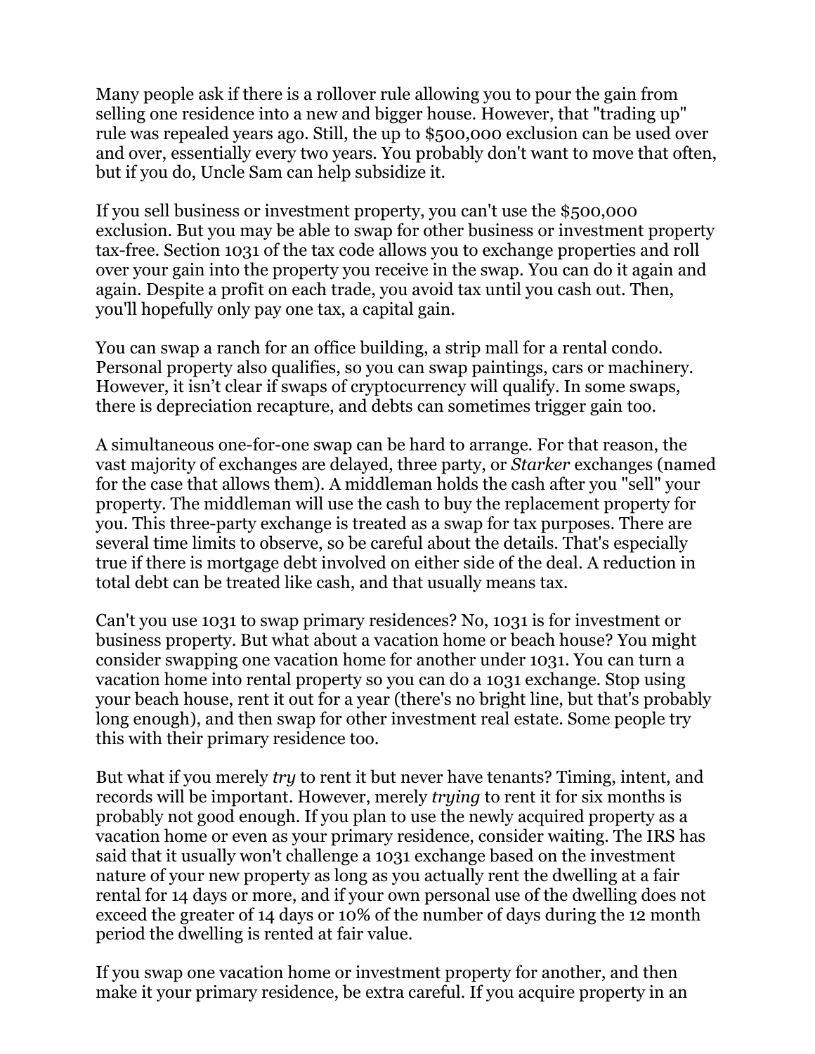Many people ask if there is a rollover rule allowing you to pour the gain from selling one residence into a new and bigger house. However, that "trading up" rule was repealed years ago. Still, the up to $500,000 exclusion can be used over and over, essentially every two years. You probably don't want to move that often, but if you do, Uncle Sam can help subsidize it.

If you sell business or investment property, you can't use the $500,000 exclusion. But you may be able to swap for other business or investment property tax-free. Section 1031 of the tax code allows you to exchange properties and roll over your gain into the property you receive in the swap. You can do it again and again. Despite a profit on each trade, you avoid tax until you cash out. Then, you'll hopefully only pay one tax, a capital gain.

You can swap a ranch for an office building, a strip mall for a rental condo. Personal property also qualifies, so you can swap paintings, cars or machinery. However, it isn’t clear if swaps of cryptocurrency will qualify. In some swaps, there is depreciation recapture, and debts can sometimes trigger gain too.

A simultaneous one-for-one swap can be hard to arrange. For that reason, the vast majority of exchanges are delayed, three party, or *Starker* exchanges (named for the case that allows them). A middleman holds the cash after you "sell" your property. The middleman will use the cash to buy the replacement property for you. This three-party exchange is treated as a swap for tax purposes. There are several time limits to observe, so be careful about the details. That's especially true if there is mortgage debt involved on either side of the deal. A reduction in total debt can be treated like cash, and that usually means tax.

Can't you use 1031 to swap primary residences? No, 1031 is for investment or business property. But what about a vacation home or beach house? You might consider swapping one vacation home for another under 1031. You can turn a vacation home into rental property so you can do a 1031 exchange. Stop using your beach house, rent it out for a year (there's no bright line, but that's probably long enough), and then swap for other investment real estate. Some people try this with their primary residence too.

But what if you merely *try* to rent it but never have tenants? Timing, intent, and records will be important. However, merely *trying* to rent it for six months is probably not good enough. If you plan to use the newly acquired property as a vacation home or even as your primary residence, consider waiting. The IRS has said that it usually won't challenge a 1031 exchange based on the investment nature of your new property as long as you actually rent the dwelling at a fair rental for 14 days or more, and if your own personal use of the dwelling does not exceed the greater of 14 days or 10% of the number of days during the 12 month period the dwelling is rented at fair value.

If you swap one vacation home or investment property for another, and then make it your primary residence, be extra careful. If you acquire property in an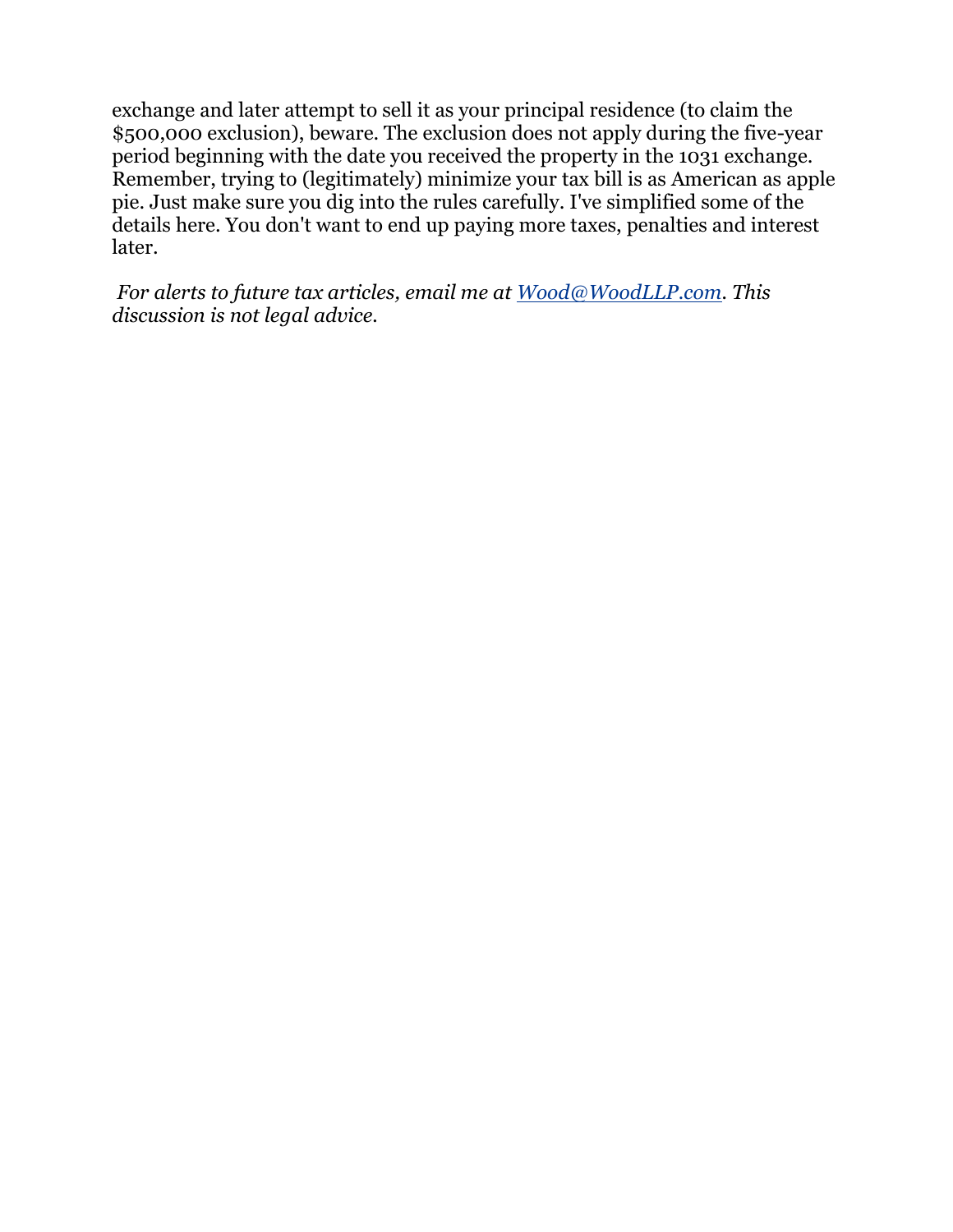exchange and later attempt to sell it as your principal residence (to claim the $500,000 exclusion), beware. The exclusion does not apply during the five-year period beginning with the date you received the property in the 1031 exchange. Remember, trying to (legitimately) minimize your tax bill is as American as apple pie. Just make sure you dig into the rules carefully. I've simplified some of the details here. You don't want to end up paying more taxes, penalties and interest later.

*For alerts to future tax articles, email me at [Wood@WoodLLP.com](mailto:Wood@WoodLLP.com). This discussion is not legal advice.*